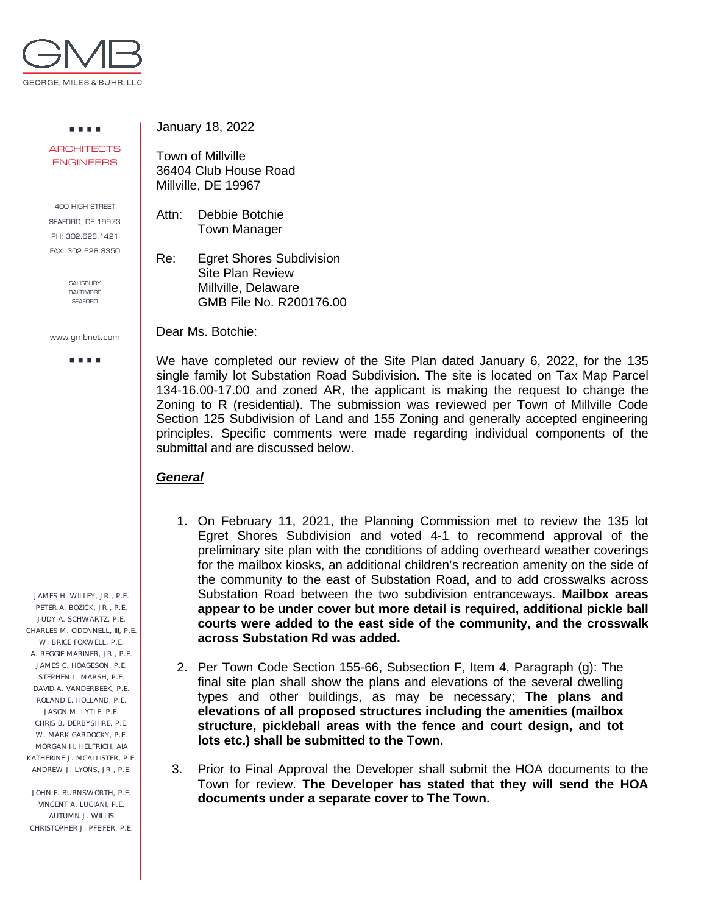GEORGE, MILES & BUHR, LLC

ARCHITECTS
ENGINEERS

400 HIGH STREET
SEAFORD, DE 19973
PH: 302.628.1421
FAX: 302.628.8350

SALISBURY
BALTIMORE
SEAFORD

www.gmbnet.com

JAMES H. WILLEY, JR., P.E.
PETER A. BOZICK, JR., P.E.
JUDY A. SCHWARTZ, P.E.
CHARLES M. O'DONNELL, III, P.E.
W. BRICE FOXWELL, P.E.
A. REGGIE MARINER, JR., P.E.
JAMES C. HOAGESON, P.E.
STEPHEN L. MARSH, P.E.
DAVID A. VANDERBEEK, P.E.
ROLAND E. HOLLAND, P.E.
JASON M. LYTLE, P.E.
CHRIS B. DERBYSHIRE, P.E.
W. MARK GARDOCKY, P.E.
MORGAN H. HELFRICH, AIA
KATHERINE J. MCALLISTER, P.E.
ANDREW J. LYONS, JR., P.E.

JOHN E. BURNSWORTH, P.E.
VINCENT A. LUCIANI, P.E.
AUTUMN J. WILLIS
CHRISTOPHER J. PFEIFER, P.E.

January 18, 2022

Town of Millville
36404 Club House Road
Millville, DE 19967

Attn: Debbie Botchie
Town Manager

Re: Egret Shores Subdivision
Site Plan Review
Millville, Delaware
GMB File No. R200176.00

Dear Ms. Botchie:

We have completed our review of the Site Plan dated January 6, 2022, for the 135 single family lot Substation Road Subdivision. The site is located on Tax Map Parcel 134-16.00-17.00 and zoned AR, the applicant is making the request to change the Zoning to R (residential). The submission was reviewed per Town of Millville Code Section 125 Subdivision of Land and 155 Zoning and generally accepted engineering principles. Specific comments were made regarding individual components of the submittal and are discussed below.

***General***

1. On February 11, 2021, the Planning Commission met to review the 135 lot Egret Shores Subdivision and voted 4-1 to recommend approval of the preliminary site plan with the conditions of adding overheard weather coverings for the mailbox kiosks, an additional children's recreation amenity on the side of the community to the east of Substation Road, and to add crosswalks across Substation Road between the two subdivision entranceways. **Mailbox areas appear to be under cover but more detail is required, additional pickle ball courts were added to the east side of the community, and the crosswalk across Substation Rd was added.**

2. Per Town Code Section 155-66, Subsection F, Item 4, Paragraph (g): The final site plan shall show the plans and elevations of the several dwelling types and other buildings, as may be necessary; **The plans and elevations of all proposed structures including the amenities (mailbox structure, pickleball areas with the fence and court design, and tot lots etc.) shall be submitted to the Town.**

3. Prior to Final Approval the Developer shall submit the HOA documents to the Town for review. **The Developer has stated that they will send the HOA documents under a separate cover to The Town.**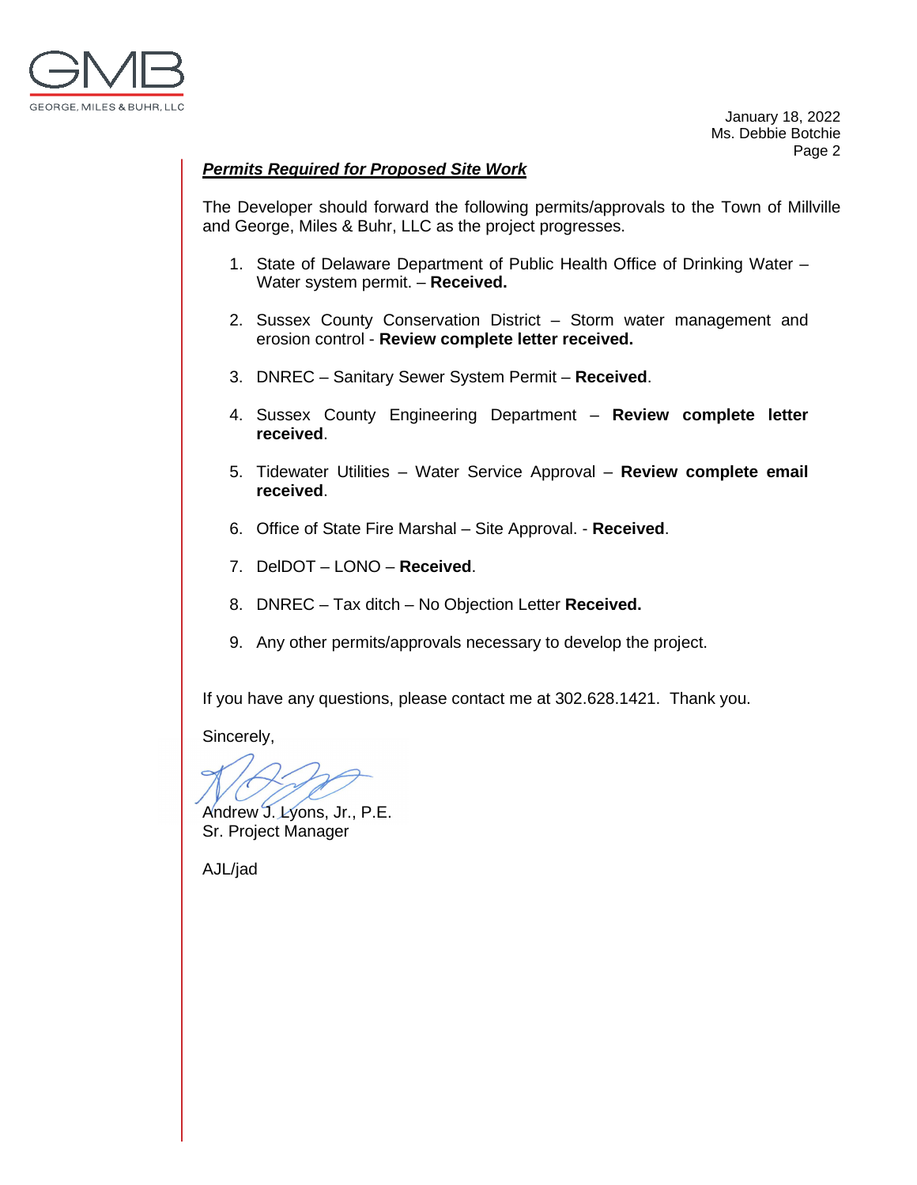January 18, 2022
Ms. Debbie Botchie

***Permits Required for Proposed Site Work***

The Developer should forward the following permits/approvals to the Town of Millville and George, Miles & Buhr, LLC as the project progresses.

1. State of Delaware Department of Public Health Office of Drinking Water – Water system permit. – **Received.**

2. Sussex County Conservation District – Storm water management and erosion control - **Review complete letter received.**

3. DNREC – Sanitary Sewer System Permit – **Received**.

4. Sussex County Engineering Department – **Review complete letter received**.

5. Tidewater Utilities – Water Service Approval – **Review complete email received**.

6. Office of State Fire Marshal – Site Approval. - **Received**.

7. DelDOT – LONO – **Received**.

8. DNREC – Tax ditch – No Objection Letter **Received.**

9. Any other permits/approvals necessary to develop the project.

If you have any questions, please contact me at 302.628.1421. Thank you.

Sincerely,

Andrew J. Lyons, Jr., P.E.
Sr. Project Manager

AJL/jad